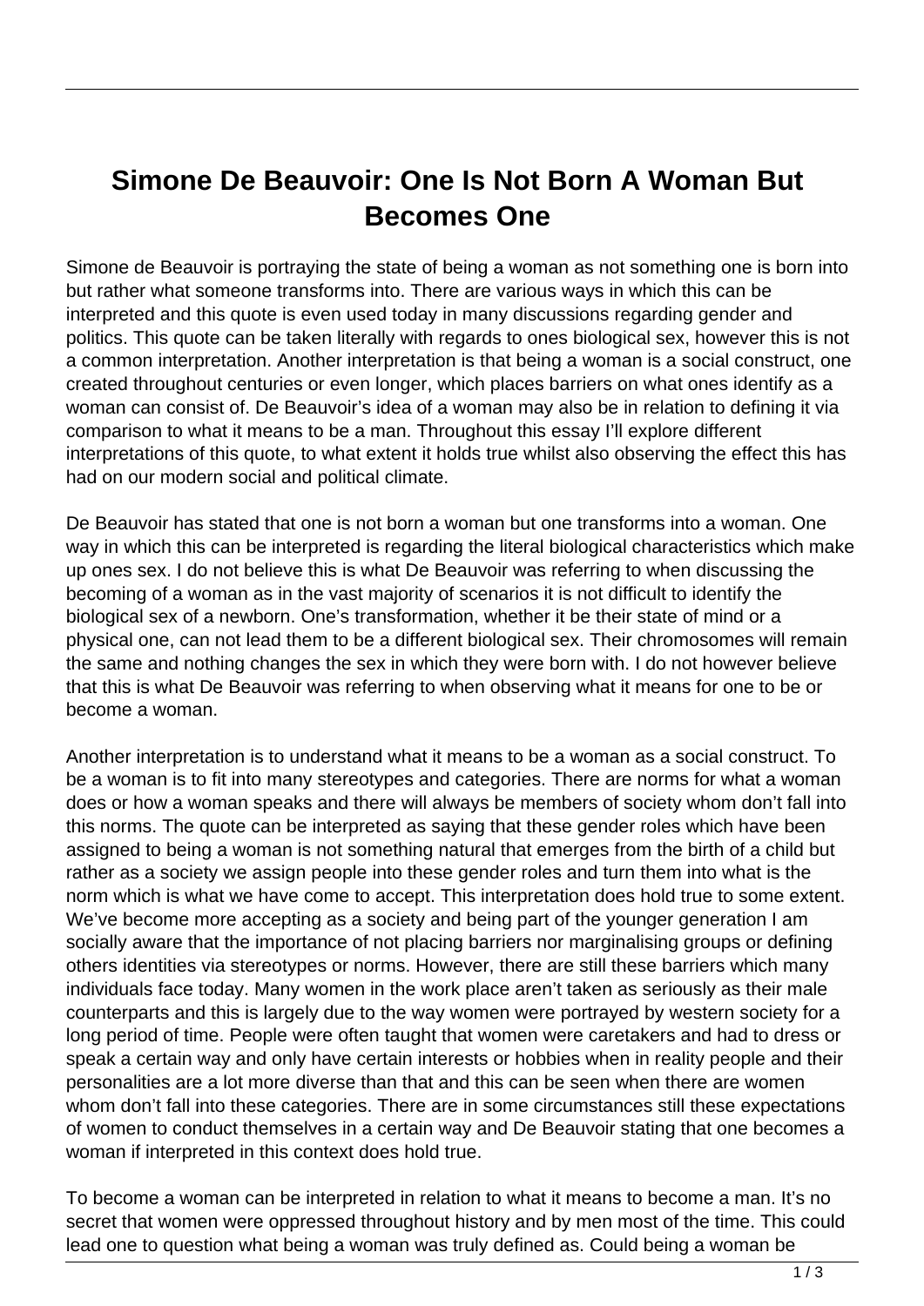# Simone De Beauvoir: One Is Not Born A Woman But Becomes One

Simone de Beauvoir is portraying the state of being a woman as not something one is born into but rather what someone transforms into. There are various ways in which this can be interpreted and this quote is even used today in many discussions regarding gender and politics. This quote can be taken literally with regards to ones biological sex, however this is not a common interpretation. Another interpretation is that being a woman is a social construct, one created throughout centuries or even longer, which places barriers on what ones identify as a woman can consist of. De Beauvoir's idea of a woman may also be in relation to defining it via comparison to what it means to be a man. Throughout this essay I'll explore different interpretations of this quote, to what extent it holds true whilst also observing the effect this has had on our modern social and political climate.

De Beauvoir has stated that one is not born a woman but one transforms into a woman. One way in which this can be interpreted is regarding the literal biological characteristics which make up ones sex. I do not believe this is what De Beauvoir was referring to when discussing the becoming of a woman as in the vast majority of scenarios it is not difficult to identify the biological sex of a newborn. One's transformation, whether it be their state of mind or a physical one, can not lead them to be a different biological sex. Their chromosomes will remain the same and nothing changes the sex in which they were born with. I do not however believe that this is what De Beauvoir was referring to when observing what it means for one to be or become a woman.

Another interpretation is to understand what it means to be a woman as a social construct. To be a woman is to fit into many stereotypes and categories. There are norms for what a woman does or how a woman speaks and there will always be members of society whom don't fall into this norms. The quote can be interpreted as saying that these gender roles which have been assigned to being a woman is not something natural that emerges from the birth of a child but rather as a society we assign people into these gender roles and turn them into what is the norm which is what we have come to accept. This interpretation does hold true to some extent. We've become more accepting as a society and being part of the younger generation I am socially aware that the importance of not placing barriers nor marginalising groups or defining others identities via stereotypes or norms. However, there are still these barriers which many individuals face today. Many women in the work place aren't taken as seriously as their male counterparts and this is largely due to the way women were portrayed by western society for a long period of time. People were often taught that women were caretakers and had to dress or speak a certain way and only have certain interests or hobbies when in reality people and their personalities are a lot more diverse than that and this can be seen when there are women whom don't fall into these categories. There are in some circumstances still these expectations of women to conduct themselves in a certain way and De Beauvoir stating that one becomes a woman if interpreted in this context does hold true.

To become a woman can be interpreted in relation to what it means to become a man. It's no secret that women were oppressed throughout history and by men most of the time. This could lead one to question what being a woman was truly defined as. Could being a woman be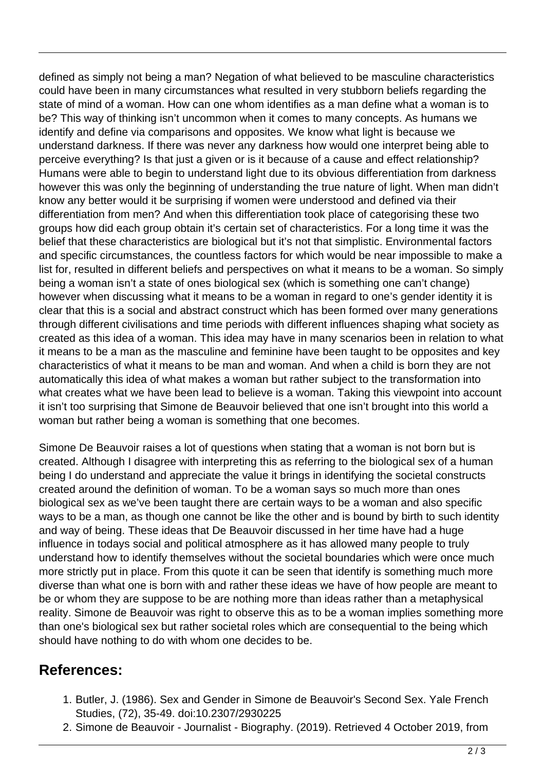defined as simply not being a man? Negation of what believed to be masculine characteristics could have been in many circumstances what resulted in very stubborn beliefs regarding the state of mind of a woman. How can one whom identifies as a man define what a woman is to be? This way of thinking isn't uncommon when it comes to many concepts. As humans we identify and define via comparisons and opposites. We know what light is because we understand darkness. If there was never any darkness how would one interpret being able to perceive everything? Is that just a given or is it because of a cause and effect relationship? Humans were able to begin to understand light due to its obvious differentiation from darkness however this was only the beginning of understanding the true nature of light. When man didn't know any better would it be surprising if women were understood and defined via their differentiation from men? And when this differentiation took place of categorising these two groups how did each group obtain it's certain set of characteristics. For a long time it was the belief that these characteristics are biological but it's not that simplistic. Environmental factors and specific circumstances, the countless factors for which would be near impossible to make a list for, resulted in different beliefs and perspectives on what it means to be a woman. So simply being a woman isn't a state of ones biological sex (which is something one can't change) however when discussing what it means to be a woman in regard to one's gender identity it is clear that this is a social and abstract construct which has been formed over many generations through different civilisations and time periods with different influences shaping what society as created as this idea of a woman. This idea may have in many scenarios been in relation to what it means to be a man as the masculine and feminine have been taught to be opposites and key characteristics of what it means to be man and woman. And when a child is born they are not automatically this idea of what makes a woman but rather subject to the transformation into what creates what we have been lead to believe is a woman. Taking this viewpoint into account it isn't too surprising that Simone de Beauvoir believed that one isn't brought into this world a woman but rather being a woman is something that one becomes.

Simone De Beauvoir raises a lot of questions when stating that a woman is not born but is created. Although I disagree with interpreting this as referring to the biological sex of a human being I do understand and appreciate the value it brings in identifying the societal constructs created around the definition of woman. To be a woman says so much more than ones biological sex as we've been taught there are certain ways to be a woman and also specific ways to be a man, as though one cannot be like the other and is bound by birth to such identity and way of being. These ideas that De Beauvoir discussed in her time have had a huge influence in todays social and political atmosphere as it has allowed many people to truly understand how to identify themselves without the societal boundaries which were once much more strictly put in place. From this quote it can be seen that identify is something much more diverse than what one is born with and rather these ideas we have of how people are meant to be or whom they are suppose to be are nothing more than ideas rather than a metaphysical reality. Simone de Beauvoir was right to observe this as to be a woman implies something more than one's biological sex but rather societal roles which are consequential to the being which should have nothing to do with whom one decides to be.

## References:

1. Butler, J. (1986). Sex and Gender in Simone de Beauvoir's Second Sex. Yale French Studies, (72), 35-49. doi:10.2307/2930225
2. Simone de Beauvoir - Journalist - Biography. (2019). Retrieved 4 October 2019, from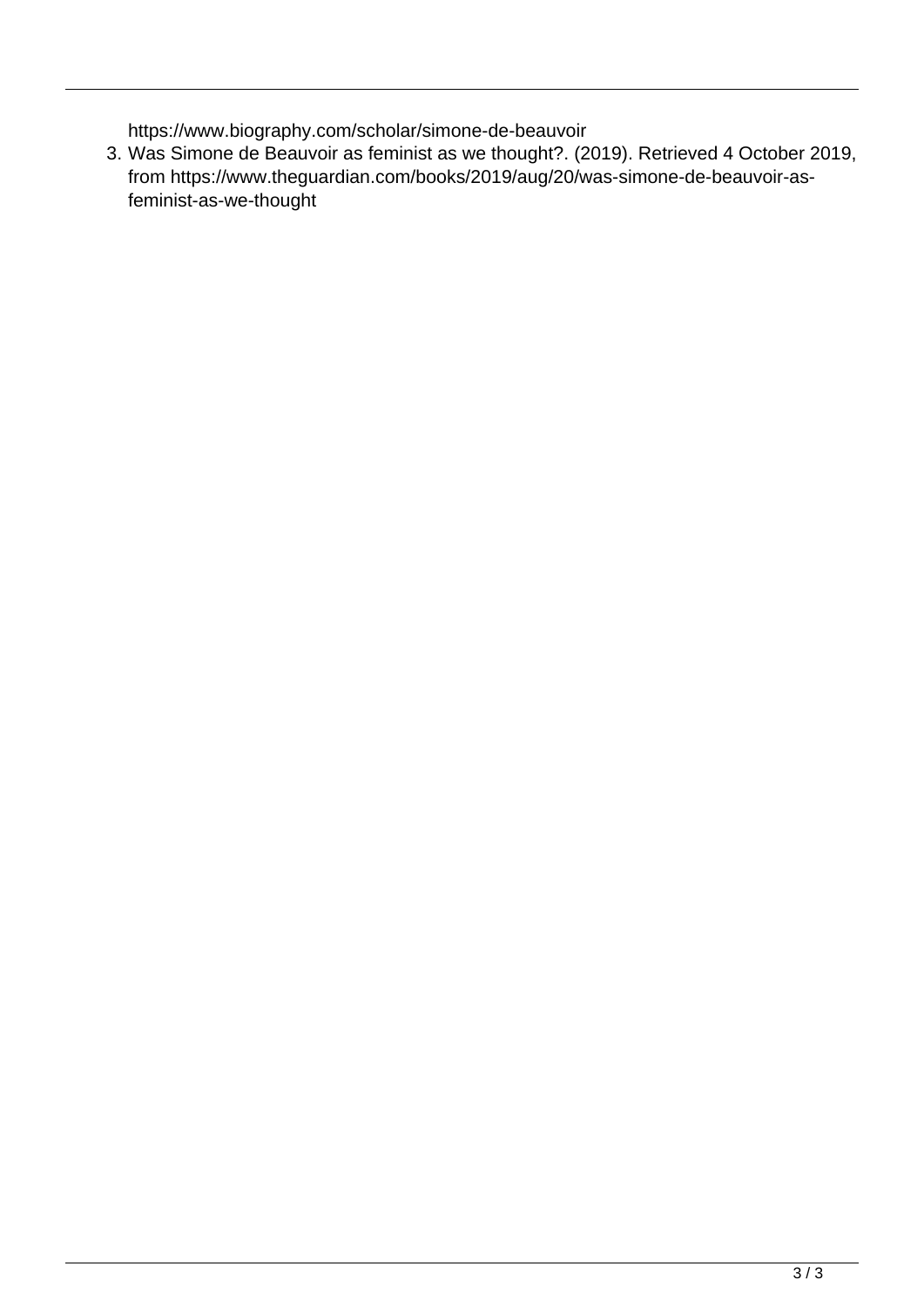https://www.biography.com/scholar/simone-de-beauvoir

3. Was Simone de Beauvoir as feminist as we thought?. (2019). Retrieved 4 October 2019, from https://www.theguardian.com/books/2019/aug/20/was-simone-de-beauvoir-as-feminist-as-we-thought